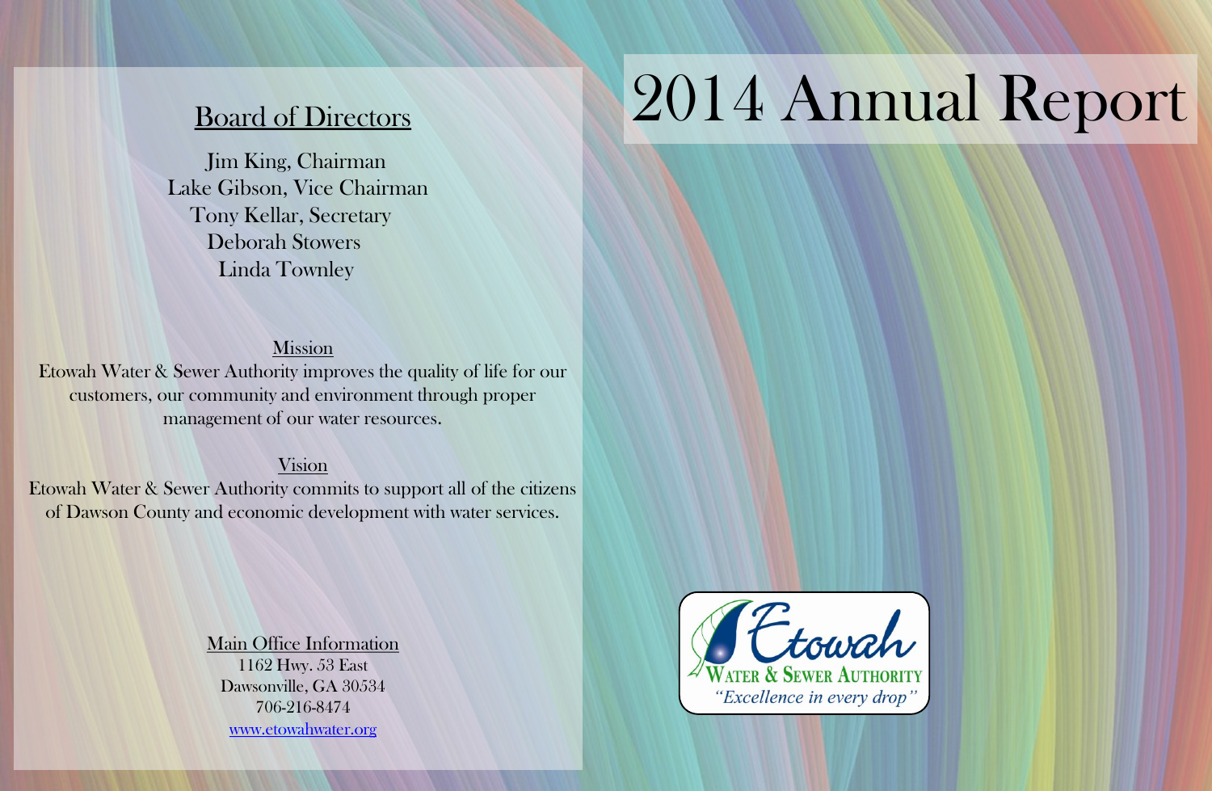# 2014 Annual Report

## Board of Directors

Jim King, Chairman
Lake Gibson, Vice Chairman
Tony Kellar, Secretary
Deborah Stowers
Linda Townley

### Mission

Etowah Water & Sewer Authority improves the quality of life for our customers, our community and environment through proper management of our water resources.

### Vision

Etowah Water & Sewer Authority commits to support all of the citizens of Dawson County and economic development with water services.

### Main Office Information

1162 Hwy. 53 East
Dawsonville, GA 30534
706-216-8474
www.etowahwater.org

Etowah
Water & Sewer Authority
*"Excellence in every drop"*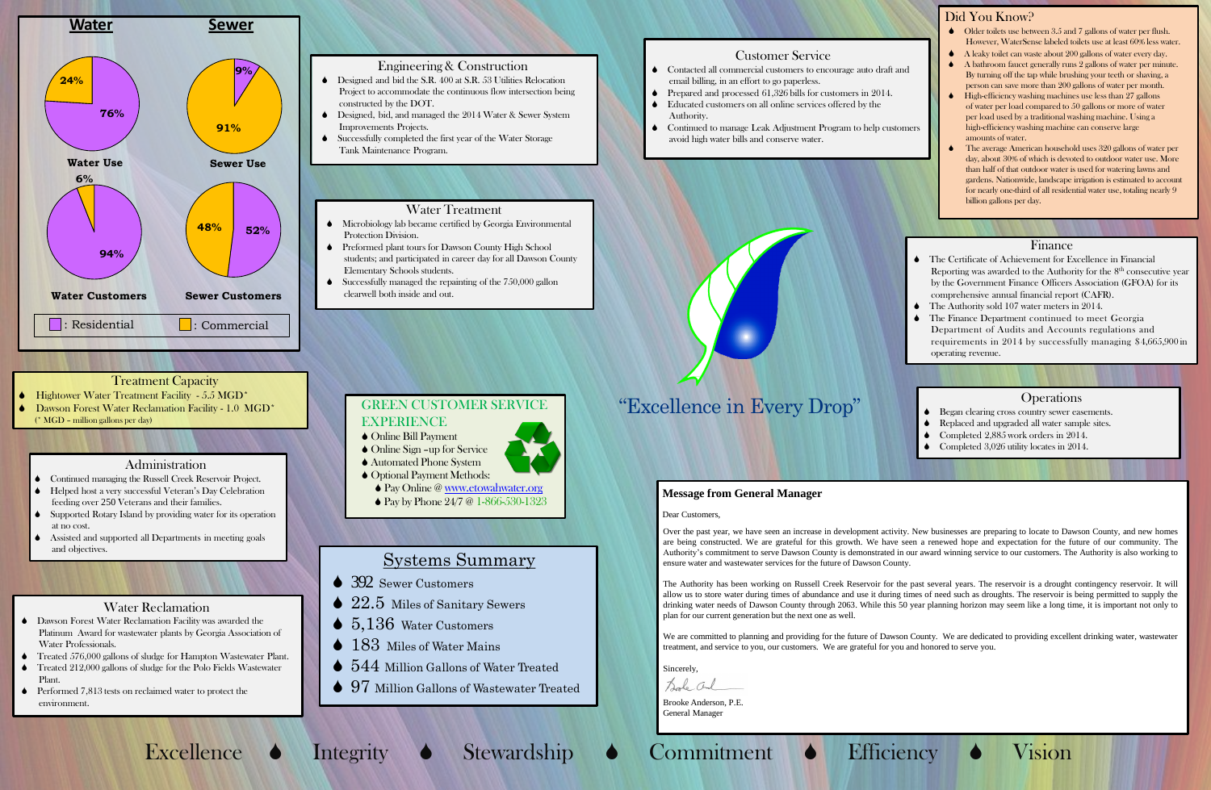## Water

## Sewer

24%

76%

**Water Use**

9%

91%

**Sewer Use**

6%

94%

**Water Customers**

48%

52%

**Sewer Customers**

: Residential

: Commercial

## Treatment Capacity

- Hightower Water Treatment Facility - 5.5 MGD*
- Dawson Forest Water Reclamation Facility - 1.0 MGD*

(* MGD = million gallons per day)

## Administration

- Continued managing the Russell Creek Reservoir Project.
- Helped host a very successful Veteran's Day Celebration feeding over 250 Veterans and their families.
- Supported Rotary Island by providing water for its operation at no cost.
- Assisted and supported all Departments in meeting goals and objectives.

## Water Reclamation

- Dawson Forest Water Reclamation Facility was awarded the Platinum Award for wastewater plants by Georgia Association of Water Professionals.
- Treated 576,000 gallons of sludge for Hampton Wastewater Plant.
- Treated 212,000 gallons of sludge for the Polo Fields Wastewater Plant.
- Performed 7,813 tests on reclaimed water to protect the environment.

## Engineering & Construction

- Designed and bid the S.R. 400 at S.R. 53 Utilities Relocation Project to accommodate the continuous flow intersection being constructed by the DOT.
- Designed, bid, and managed the 2014 Water & Sewer System Improvements Projects.
- Successfully completed the first year of the Water Storage Tank Maintenance Program.

## Water Treatment

- Microbiology lab became certified by Georgia Environmental Protection Division.
- Preformed plant tours for Dawson County High School students; and participated in career day for all Dawson County Elementary Schools students.
- Successfully managed the repainting of the 750,000 gallon clearwell both inside and out.

## GREEN CUSTOMER SERVICE EXPERIENCE

- Online Bill Payment
- Online Sign –up for Service
- Automated Phone System
- Optional Payment Methods:
  - Pay Online @ www.etowahwater.org
  - Pay by Phone 24/7 @ 1-866-530-1323

## Systems Summary

- 392 Sewer Customers
- 22.5 Miles of Sanitary Sewers
- 5,136 Water Customers
- 183 Miles of Water Mains
- 544 Million Gallons of Water Treated
- 97 Million Gallons of Wastewater Treated

## Customer Service

- Contacted all commercial customers to encourage auto draft and email billing, in an effort to go paperless.
- Prepared and processed 61,326 bills for customers in 2014.
- Educated customers on all online services offered by the Authority.
- Continued to manage Leak Adjustment Program to help customers avoid high water bills and conserve water.

"Excellence in Every Drop"

## Did You Know?

- Older toilets use between 3.5 and 7 gallons of water per flush. However, WaterSense labeled toilets use at least 60% less water.
- A leaky toilet can waste about 200 gallons of water every day.
- A bathroom faucet generally runs 2 gallons of water per minute. By turning off the tap while brushing your teeth or shaving, a person can save more than 200 gallons of water per month.
- High-efficiency washing machines use less than 27 gallons of water per load compared to 50 gallons or more of water per load used by a traditional washing machine. Using a high-efficiency washing machine can conserve large amounts of water.
- The average American household uses 320 gallons of water per day, about 30% of which is devoted to outdoor water use. More than half of that outdoor water is used for watering lawns and gardens. Nationwide, landscape irrigation is estimated to account for nearly one-third of all residential water use, totaling nearly 9 billion gallons per day.

## Finance

- The Certificate of Achievement for Excellence in Financial Reporting was awarded to the Authority for the 8th consecutive year by the Government Finance Officers Association (GFOA) for its comprehensive annual financial report (CAFR).
- The Authority sold 107 water meters in 2014.
- The Finance Department continued to meet Georgia Department of Audits and Accounts regulations and requirements in 2014 by successfully managing $4,665,900 in operating revenue.

## Operations

- Began clearing cross country sewer easements.
- Replaced and upgraded all water sample sites.
- Completed 2,885 work orders in 2014.
- Completed 3,026 utility locates in 2014.

### Message from General Manager

Dear Customers,

Over the past year, we have seen an increase in development activity. New businesses are preparing to locate to Dawson County, and new homes are being constructed. We are grateful for this growth. We have seen a renewed hope and expectation for the future of our community. The Authority's commitment to serve Dawson County is demonstrated in our award winning service to our customers. The Authority is also working to ensure water and wastewater services for the future of Dawson County.

The Authority has been working on Russell Creek Reservoir for the past several years. The reservoir is a drought contingency reservoir. It will allow us to store water during times of abundance and use it during times of need such as droughts. The reservoir is being permitted to supply the drinking water needs of Dawson County through 2063. While this 50 year planning horizon may seem like a long time, it is important not only to plan for our current generation but the next one as well.

We are committed to planning and providing for the future of Dawson County. We are dedicated to providing excellent drinking water, wastewater treatment, and service to you, our customers. We are grateful for you and honored to serve you.

Sincerely,

Brooke Anderson, P.E.
General Manager

Excellence ♦ Integrity ♦ Stewardship ♦ Commitment ♦ Efficiency ♦ Vision